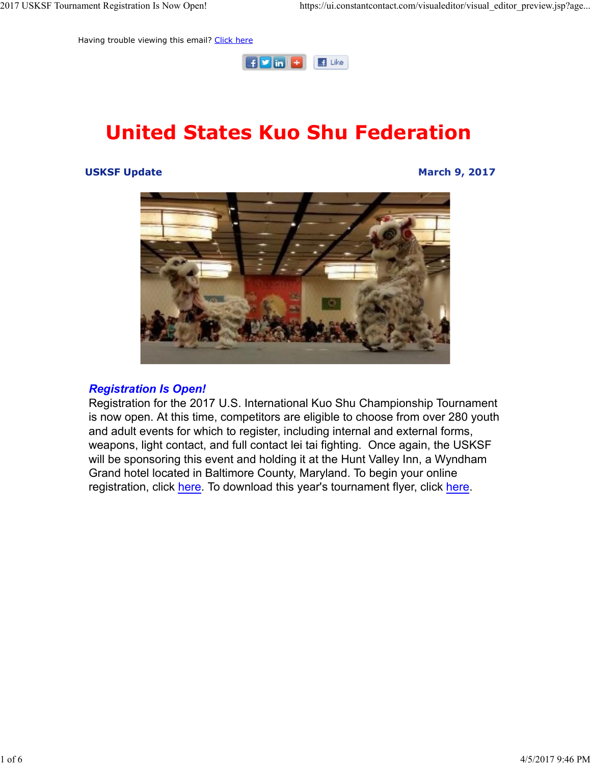Having trouble viewing this email? Click here

# United States Kuo Shu Federation

**USKSF Update** **March 9, 2017**

### *Registration Is Open!*

Registration for the 2017 U.S. International Kuo Shu Championship Tournament is now open. At this time, competitors are eligible to choose from over 280 youth and adult events for which to register, including internal and external forms, weapons, light contact, and full contact lei tai fighting. Once again, the USKSF will be sponsoring this event and holding it at the Hunt Valley Inn, a Wyndham Grand hotel located in Baltimore County, Maryland. To begin your online registration, click here. To download this year's tournament flyer, click here.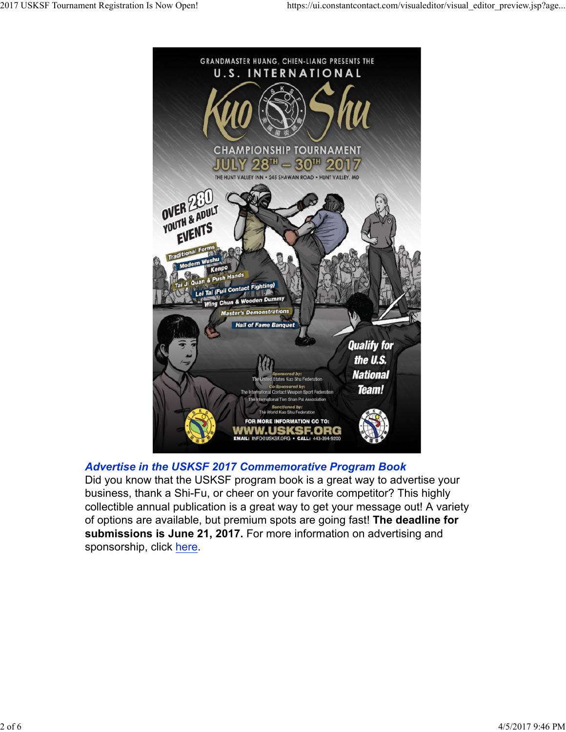GRANDMASTER HUANG, CHIEN-LIANG PRESENTS THE

U.S. INTERNATIONAL

Kuo Shu

CHAMPIONSHIP TOURNAMENT

JULY 28TH – 30TH 2017

THE HUNT VALLEY INN • 245 SHAWAN ROAD • HUNT VALLEY, MD

OVER 280 YOUTH & ADULT EVENTS

- Traditional Forms
- Modern Wushu
- Kenpo
- Tai Ji Quan & Push Hands
- Lei Tai (Full Contact Fighting)
- Wing Chun & Wooden Dummy
- Master's Demonstrations
- Hall of Fame Banquet

Qualify for the U.S. National Team!

Sponsored by: The United States Kuo Shu Federation

Co-Sponsored by: The International Contact Weapon Sport Federation, The International Tien Shan Pai Association

Sanctioned by: The World Kuo Shu Federation

FOR MORE INFORMATION GO TO: WWW.USKSF.ORG

EMAIL: INFO@USKSF.ORG • CALL: 443-394-9200

### *Advertise in the USKSF 2017 Commemorative Program Book*

Did you know that the USKSF program book is a great way to advertise your business, thank a Shi-Fu, or cheer on your favorite competitor? This highly collectible annual publication is a great way to get your message out! A variety of options are available, but premium spots are going fast! **The deadline for submissions is June 21, 2017.** For more information on advertising and sponsorship, click here.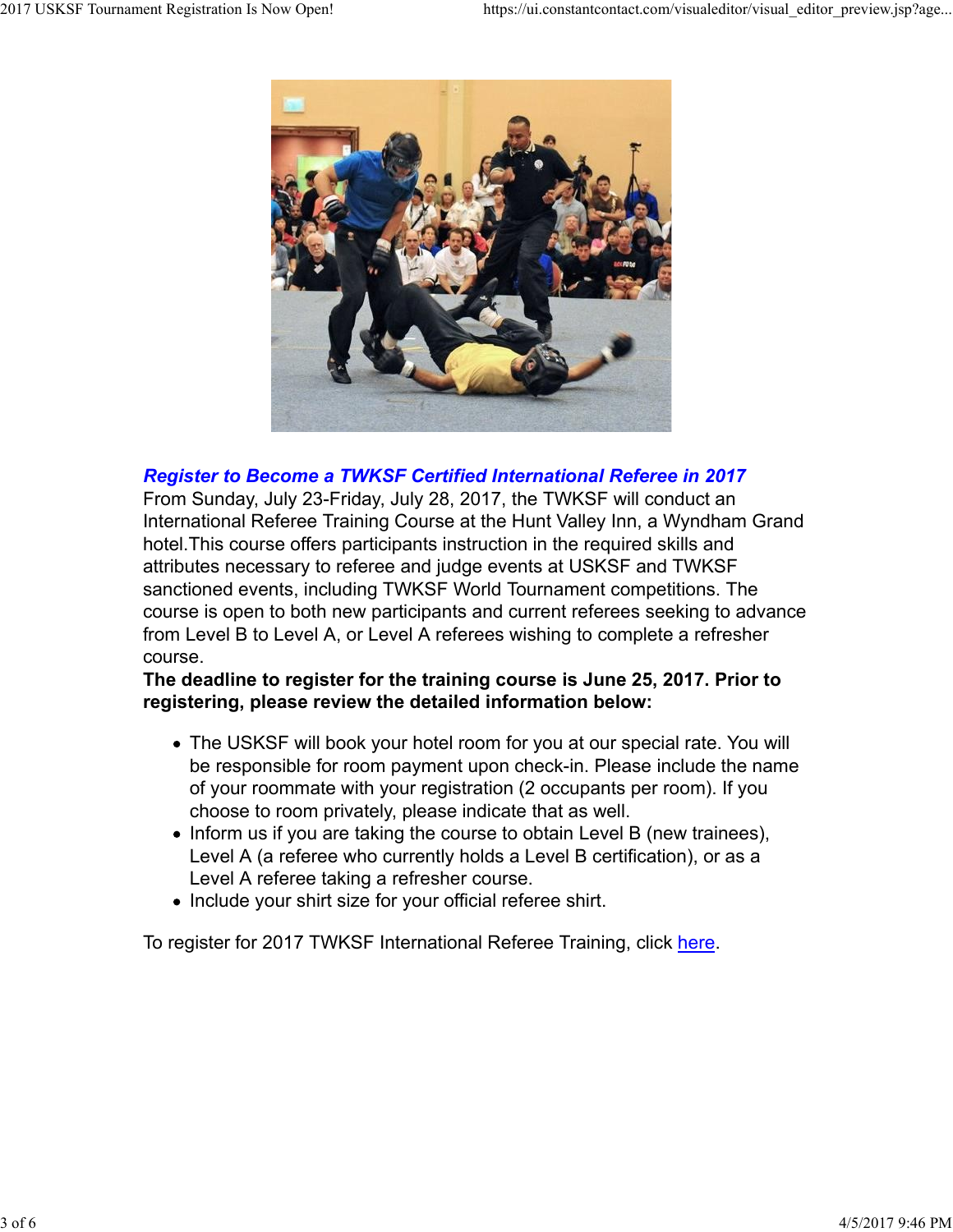***Register to Become a TWKSF Certified International Referee in 2017***

From Sunday, July 23-Friday, July 28, 2017, the TWKSF will conduct an International Referee Training Course at the Hunt Valley Inn, a Wyndham Grand hotel.This course offers participants instruction in the required skills and attributes necessary to referee and judge events at USKSF and TWKSF sanctioned events, including TWKSF World Tournament competitions. The course is open to both new participants and current referees seeking to advance from Level B to Level A, or Level A referees wishing to complete a refresher course.

**The deadline to register for the training course is June 25, 2017. Prior to registering, please review the detailed information below:**

- The USKSF will book your hotel room for you at our special rate. You will be responsible for room payment upon check-in. Please include the name of your roommate with your registration (2 occupants per room). If you choose to room privately, please indicate that as well.
- Inform us if you are taking the course to obtain Level B (new trainees), Level A (a referee who currently holds a Level B certification), or as a Level A referee taking a refresher course.
- Include your shirt size for your official referee shirt.

To register for 2017 TWKSF International Referee Training, click here.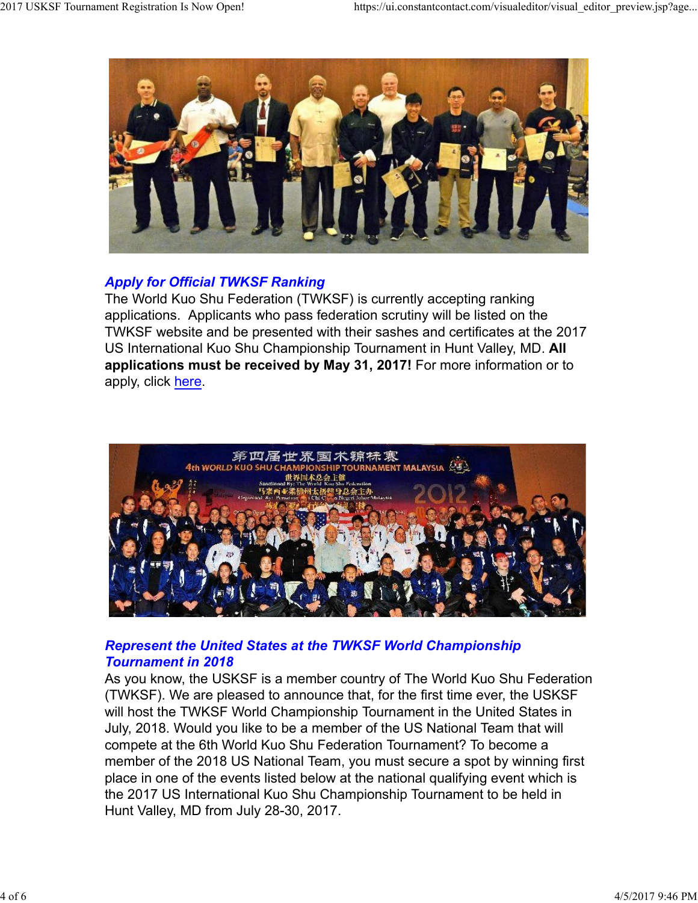### *Apply for Official TWKSF Ranking*

The World Kuo Shu Federation (TWKSF) is currently accepting ranking applications. Applicants who pass federation scrutiny will be listed on the TWKSF website and be presented with their sashes and certificates at the 2017 US International Kuo Shu Championship Tournament in Hunt Valley, MD. **All applications must be received by May 31, 2017!** For more information or to apply, click here.

### *Represent the United States at the TWKSF World Championship Tournament in 2018*

As you know, the USKSF is a member country of The World Kuo Shu Federation (TWKSF). We are pleased to announce that, for the first time ever, the USKSF will host the TWKSF World Championship Tournament in the United States in July, 2018. Would you like to be a member of the US National Team that will compete at the 6th World Kuo Shu Federation Tournament? To become a member of the 2018 US National Team, you must secure a spot by winning first place in one of the events listed below at the national qualifying event which is the 2017 US International Kuo Shu Championship Tournament to be held in Hunt Valley, MD from July 28-30, 2017.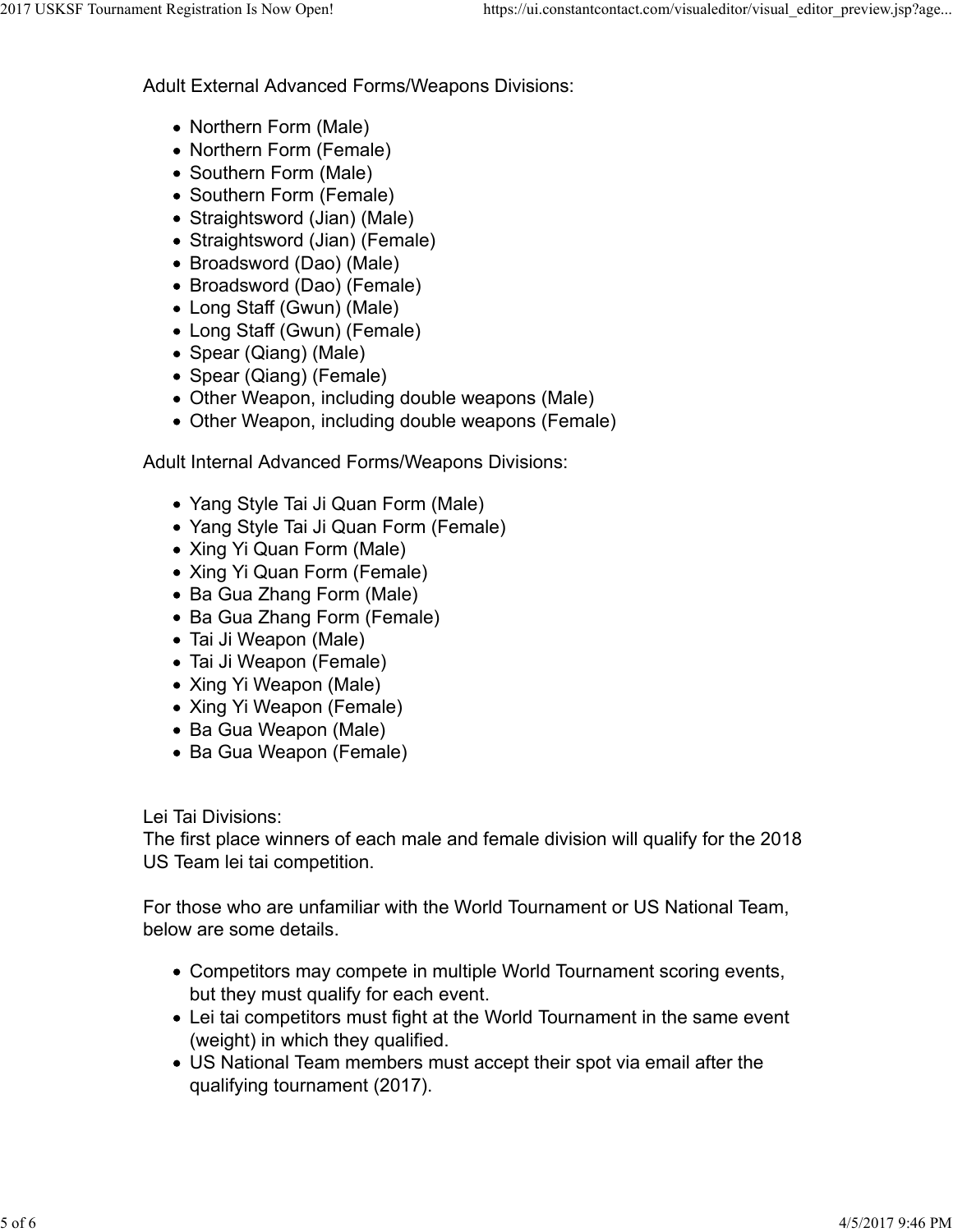Adult External Advanced Forms/Weapons Divisions:

- Northern Form (Male)
- Northern Form (Female)
- Southern Form (Male)
- Southern Form (Female)
- Straightsword (Jian) (Male)
- Straightsword (Jian) (Female)
- Broadsword (Dao) (Male)
- Broadsword (Dao) (Female)
- Long Staff (Gwun) (Male)
- Long Staff (Gwun) (Female)
- Spear (Qiang) (Male)
- Spear (Qiang) (Female)
- Other Weapon, including double weapons (Male)
- Other Weapon, including double weapons (Female)

Adult Internal Advanced Forms/Weapons Divisions:

- Yang Style Tai Ji Quan Form (Male)
- Yang Style Tai Ji Quan Form (Female)
- Xing Yi Quan Form (Male)
- Xing Yi Quan Form (Female)
- Ba Gua Zhang Form (Male)
- Ba Gua Zhang Form (Female)
- Tai Ji Weapon (Male)
- Tai Ji Weapon (Female)
- Xing Yi Weapon (Male)
- Xing Yi Weapon (Female)
- Ba Gua Weapon (Male)
- Ba Gua Weapon (Female)

Lei Tai Divisions:
The first place winners of each male and female division will qualify for the 2018 US Team lei tai competition.

For those who are unfamiliar with the World Tournament or US National Team, below are some details.

- Competitors may compete in multiple World Tournament scoring events, but they must qualify for each event.
- Lei tai competitors must fight at the World Tournament in the same event (weight) in which they qualified.
- US National Team members must accept their spot via email after the qualifying tournament (2017).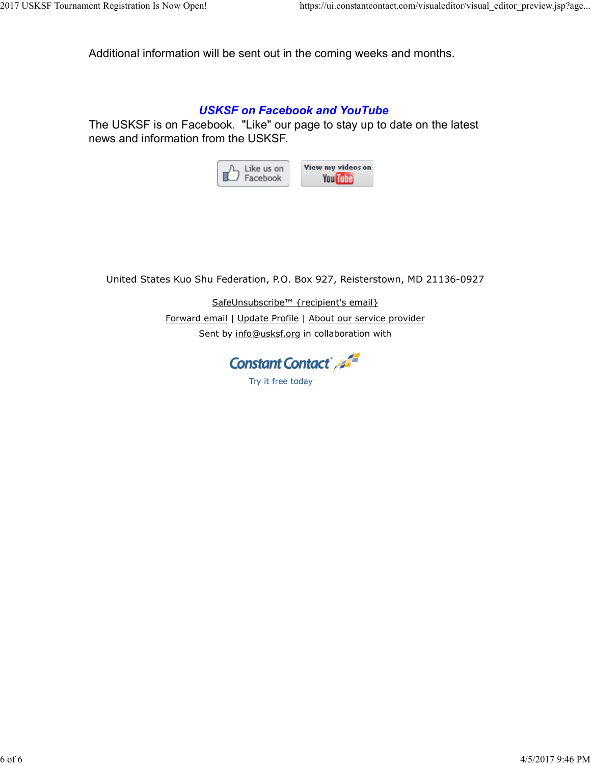Additional information will be sent out in the coming weeks and months.

***USKSF on Facebook and YouTube***

The USKSF is on Facebook. "Like" our page to stay up to date on the latest news and information from the USKSF.

Like us on Facebook

View my videos on YouTube

United States Kuo Shu Federation, P.O. Box 927, Reisterstown, MD 21136-0927

SafeUnsubscribe™ {recipient's email}

Forward email | Update Profile | About our service provider

Sent by info@usksf.org in collaboration with

Constant Contact

Try it free today